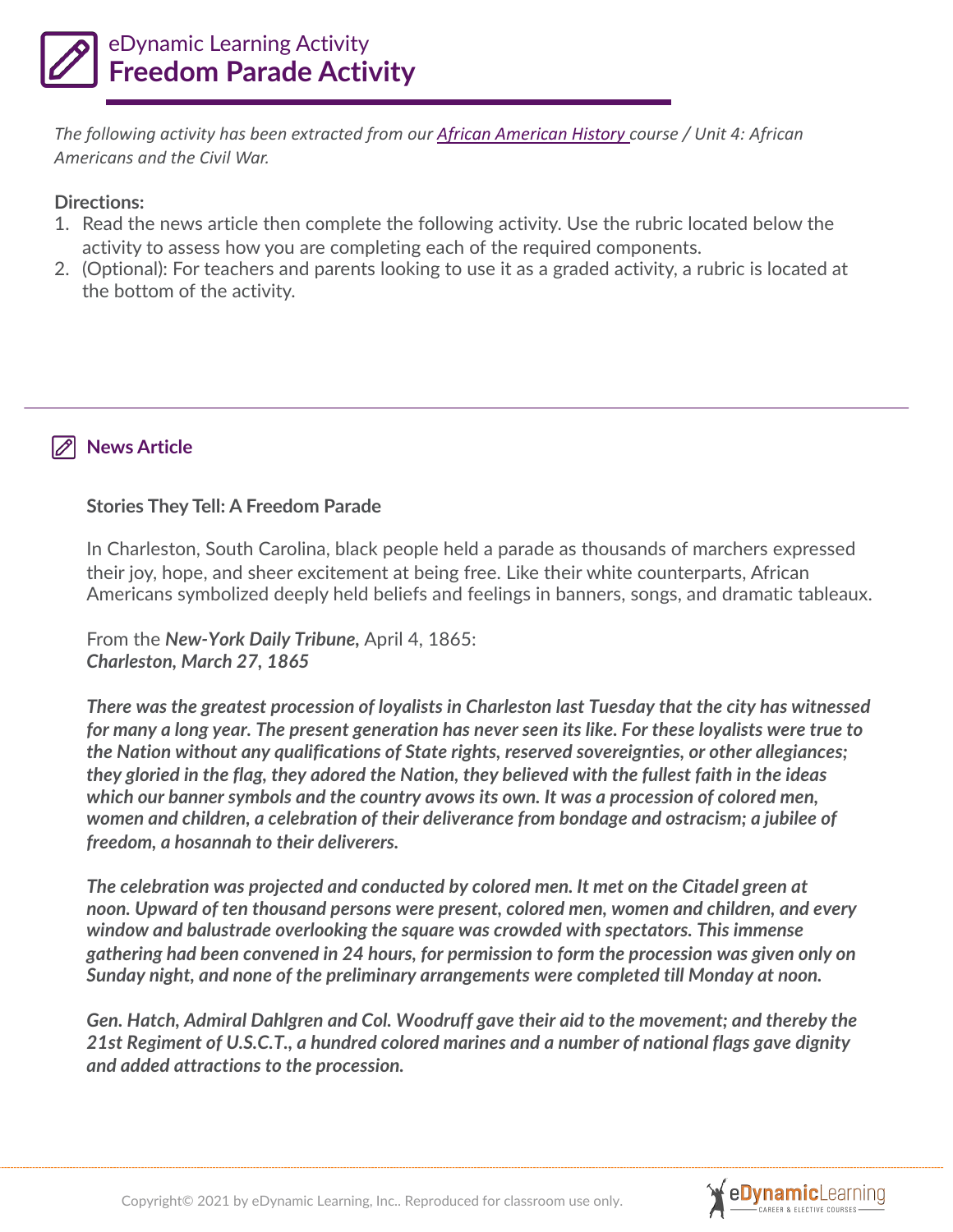eDynamic Learning Activity

# Freedom Parade Activity

*The following activity has been extracted from our [African American History](#) course / Unit 4: African Americans and the Civil War.*

**Directions:**

1. Read the news article then complete the following activity. Use the rubric located below the activity to assess how you are completing each of the required components.
2. (Optional): For teachers and parents looking to use it as a graded activity, a rubric is located at the bottom of the activity.

## News Article

**Stories They Tell: A Freedom Parade**

In Charleston, South Carolina, black people held a parade as thousands of marchers expressed their joy, hope, and sheer excitement at being free. Like their white counterparts, African Americans symbolized deeply held beliefs and feelings in banners, songs, and dramatic tableaux.

From the ***New-York Daily Tribune,*** April 4, 1865:
***Charleston, March 27, 1865***

***There was the greatest procession of loyalists in Charleston last Tuesday that the city has witnessed for many a long year. The present generation has never seen its like. For these loyalists were true to the Nation without any qualifications of State rights, reserved sovereignties, or other allegiances; they gloried in the flag, they adored the Nation, they believed with the fullest faith in the ideas which our banner symbols and the country avows its own. It was a procession of colored men, women and children, a celebration of their deliverance from bondage and ostracism; a jubilee of freedom, a hosannah to their deliverers.***

***The celebration was projected and conducted by colored men. It met on the Citadel green at noon. Upward of ten thousand persons were present, colored men, women and children, and every window and balustrade overlooking the square was crowded with spectators. This immense gathering had been convened in 24 hours, for permission to form the procession was given only on Sunday night, and none of the preliminary arrangements were completed till Monday at noon.***

***Gen. Hatch, Admiral Dahlgren and Col. Woodruff gave their aid to the movement; and thereby the 21st Regiment of U.S.C.T., a hundred colored marines and a number of national flags gave dignity and added attractions to the procession.***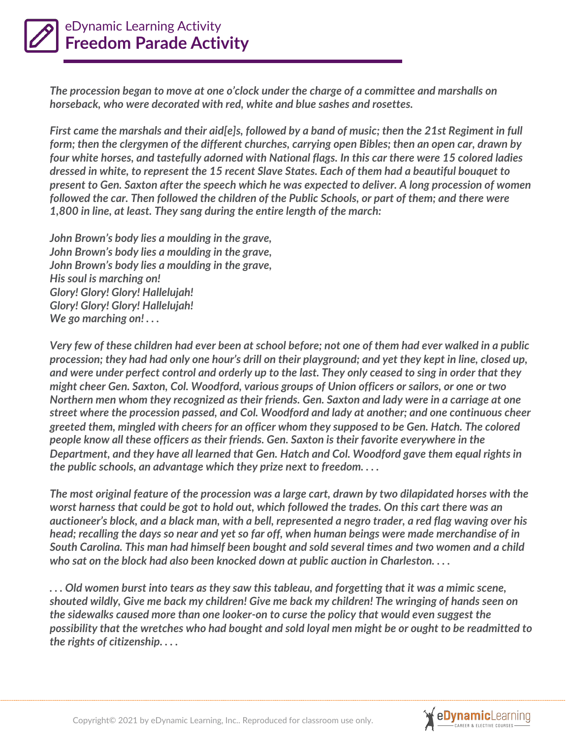# eDynamic Learning Activity
## Freedom Parade Activity

*The procession began to move at one o'clock under the charge of a committee and marshalls on horseback, who were decorated with red, white and blue sashes and rosettes.*

*First came the marshals and their aid[e]s, followed by a band of music; then the 21st Regiment in full form; then the clergymen of the different churches, carrying open Bibles; then an open car, drawn by four white horses, and tastefully adorned with National flags. In this car there were 15 colored ladies dressed in white, to represent the 15 recent Slave States. Each of them had a beautiful bouquet to present to Gen. Saxton after the speech which he was expected to deliver. A long procession of women followed the car. Then followed the children of the Public Schools, or part of them; and there were 1,800 in line, at least. They sang during the entire length of the march:*

*John Brown's body lies a moulding in the grave,*
*John Brown's body lies a moulding in the grave,*
*John Brown's body lies a moulding in the grave,*
*His soul is marching on!*
*Glory! Glory! Glory! Hallelujah!*
*Glory! Glory! Glory! Hallelujah!*
*We go marching on! . . .*

*Very few of these children had ever been at school before; not one of them had ever walked in a public procession; they had had only one hour's drill on their playground; and yet they kept in line, closed up, and were under perfect control and orderly up to the last. They only ceased to sing in order that they might cheer Gen. Saxton, Col. Woodford, various groups of Union officers or sailors, or one or two Northern men whom they recognized as their friends. Gen. Saxton and lady were in a carriage at one street where the procession passed, and Col. Woodford and lady at another; and one continuous cheer greeted them, mingled with cheers for an officer whom they supposed to be Gen. Hatch. The colored people know all these officers as their friends. Gen. Saxton is their favorite everywhere in the Department, and they have all learned that Gen. Hatch and Col. Woodford gave them equal rights in the public schools, an advantage which they prize next to freedom. . . .*

*The most original feature of the procession was a large cart, drawn by two dilapidated horses with the worst harness that could be got to hold out, which followed the trades. On this cart there was an auctioneer's block, and a black man, with a bell, represented a negro trader, a red flag waving over his head; recalling the days so near and yet so far off, when human beings were made merchandise of in South Carolina. This man had himself been bought and sold several times and two women and a child who sat on the block had also been knocked down at public auction in Charleston. . . .*

*. . . Old women burst into tears as they saw this tableau, and forgetting that it was a mimic scene, shouted wildly, Give me back my children! Give me back my children! The wringing of hands seen on the sidewalks caused more than one looker-on to curse the policy that would even suggest the possibility that the wretches who had bought and sold loyal men might be or ought to be readmitted to the rights of citizenship. . . .*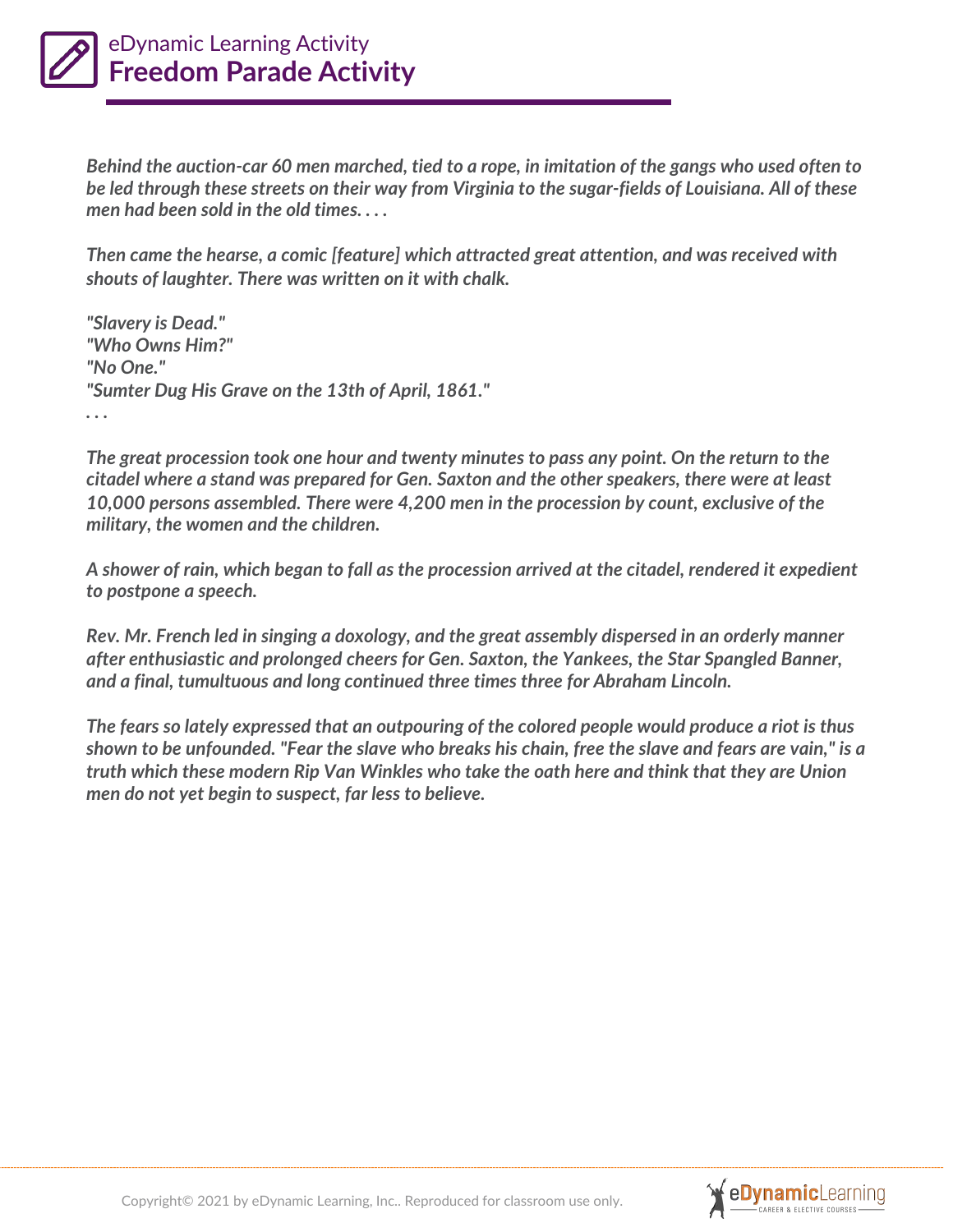*Behind the auction-car 60 men marched, tied to a rope, in imitation of the gangs who used often to be led through these streets on their way from Virginia to the sugar-fields of Louisiana. All of these men had been sold in the old times. . . .*

*Then came the hearse, a comic [feature] which attracted great attention, and was received with shouts of laughter. There was written on it with chalk.*

*"Slavery is Dead."*
*"Who Owns Him?"*
*"No One."*
*"Sumter Dug His Grave on the 13th of April, 1861."*
*. . .*

*The great procession took one hour and twenty minutes to pass any point. On the return to the citadel where a stand was prepared for Gen. Saxton and the other speakers, there were at least 10,000 persons assembled. There were 4,200 men in the procession by count, exclusive of the military, the women and the children.*

*A shower of rain, which began to fall as the procession arrived at the citadel, rendered it expedient to postpone a speech.*

*Rev. Mr. French led in singing a doxology, and the great assembly dispersed in an orderly manner after enthusiastic and prolonged cheers for Gen. Saxton, the Yankees, the Star Spangled Banner, and a final, tumultuous and long continued three times three for Abraham Lincoln.*

*The fears so lately expressed that an outpouring of the colored people would produce a riot is thus shown to be unfounded. "Fear the slave who breaks his chain, free the slave and fears are vain," is a truth which these modern Rip Van Winkles who take the oath here and think that they are Union men do not yet begin to suspect, far less to believe.*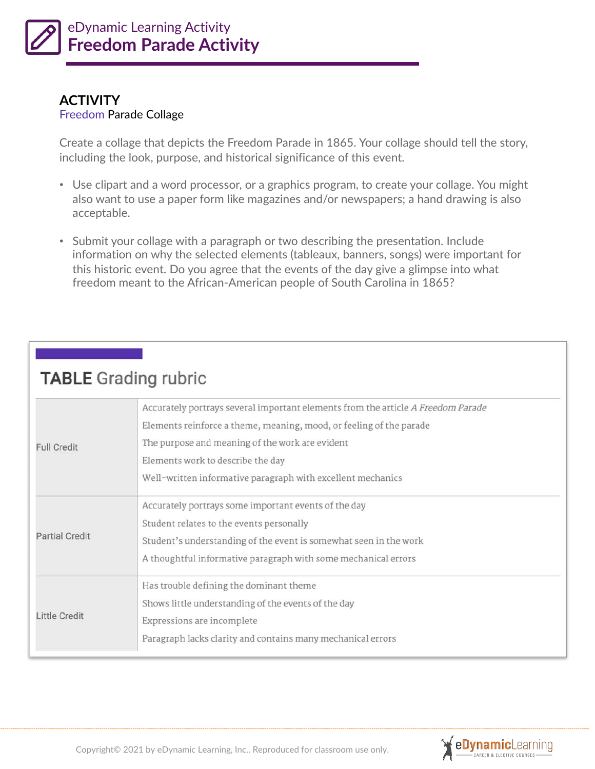eDynamic Learning Activity

# Freedom Parade Activity

## ACTIVITY

Freedom Parade Collage

Create a collage that depicts the Freedom Parade in 1865. Your collage should tell the story, including the look, purpose, and historical significance of this event.

- Use clipart and a word processor, or a graphics program, to create your collage. You might also want to use a paper form like magazines and/or newspapers; a hand drawing is also acceptable.
- Submit your collage with a paragraph or two describing the presentation. Include information on why the selected elements (tableaux, banners, songs) were important for this historic event. Do you agree that the events of the day give a glimpse into what freedom meant to the African-American people of South Carolina in 1865?

**TABLE** Grading rubric

| | |
|---|---|
| Full Credit | Accurately portrays several important elements from the article *A Freedom Parade*<br>Elements reinforce a theme, meaning, mood, or feeling of the parade<br>The purpose and meaning of the work are evident<br>Elements work to describe the day<br>Well-written informative paragraph with excellent mechanics |
| Partial Credit | Accurately portrays some important events of the day<br>Student relates to the events personally<br>Student's understanding of the event is somewhat seen in the work<br>A thoughtful informative paragraph with some mechanical errors |
| Little Credit | Has trouble defining the dominant theme<br>Shows little understanding of the events of the day<br>Expressions are incomplete<br>Paragraph lacks clarity and contains many mechanical errors |

Copyright© 2021 by eDynamic Learning, Inc.. Reproduced for classroom use only.